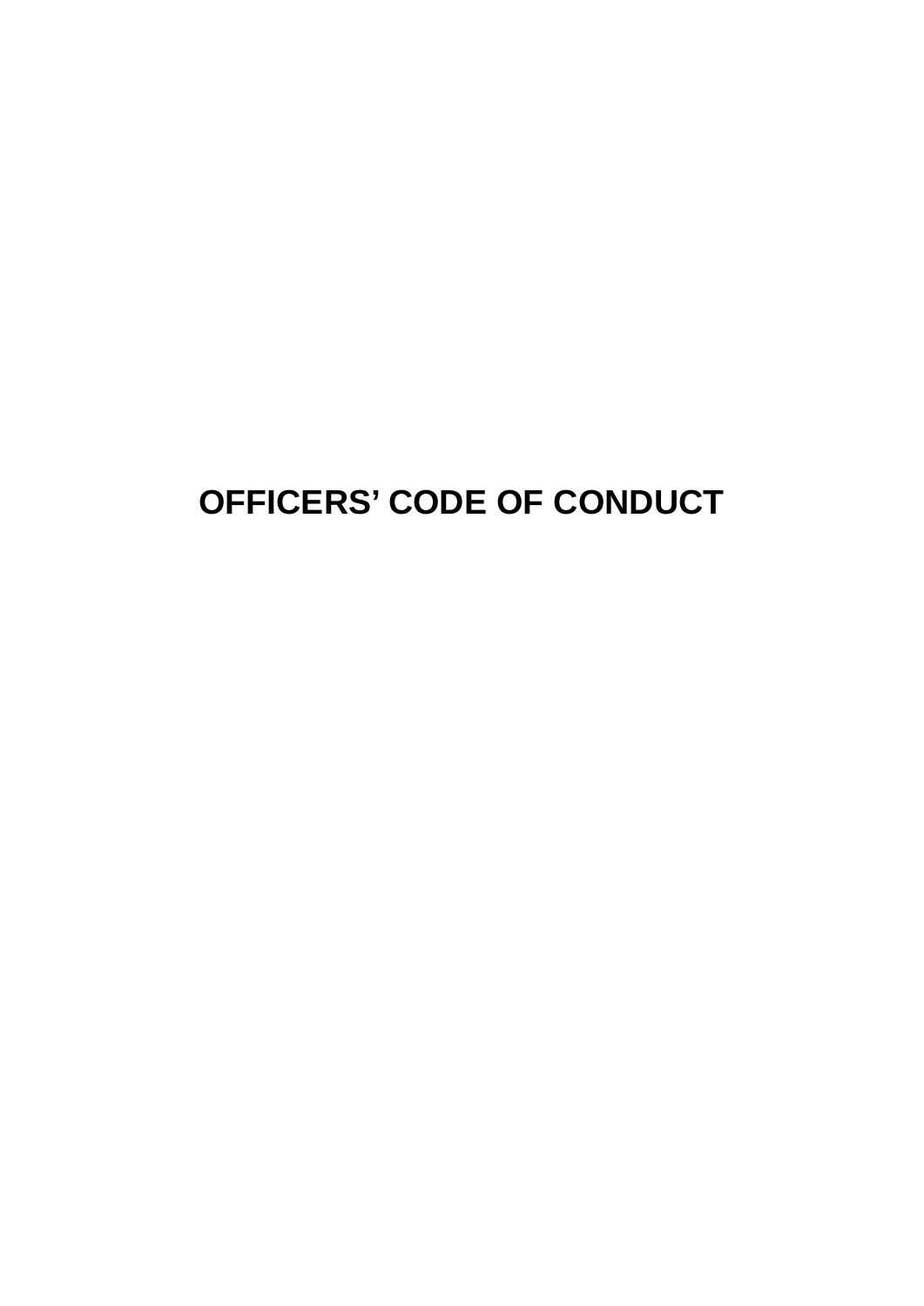# OFFICERS' CODE OF CONDUCT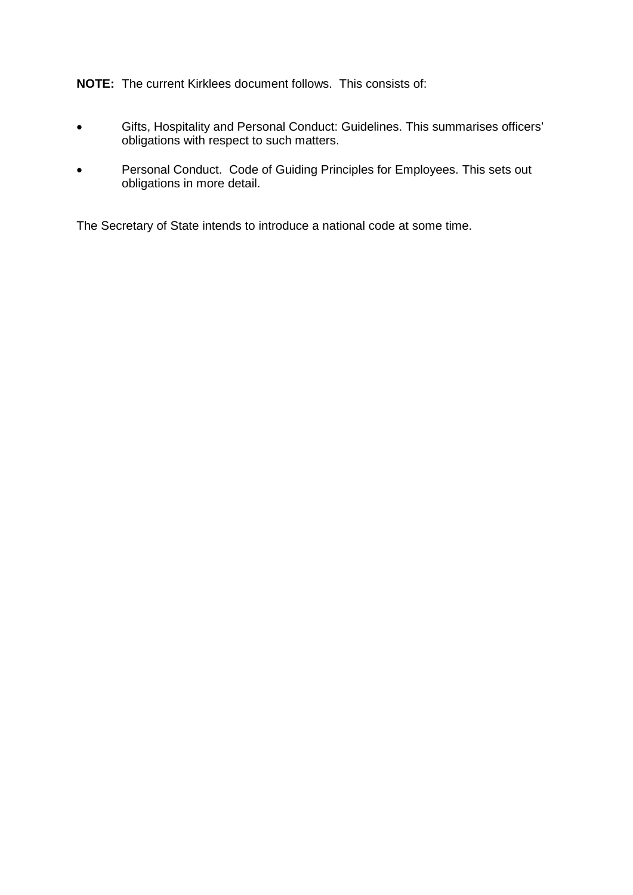**NOTE:** The current Kirklees document follows. This consists of:

- Gifts, Hospitality and Personal Conduct: Guidelines. This summarises officers' obligations with respect to such matters.
- Personal Conduct. Code of Guiding Principles for Employees. This sets out obligations in more detail.

The Secretary of State intends to introduce a national code at some time.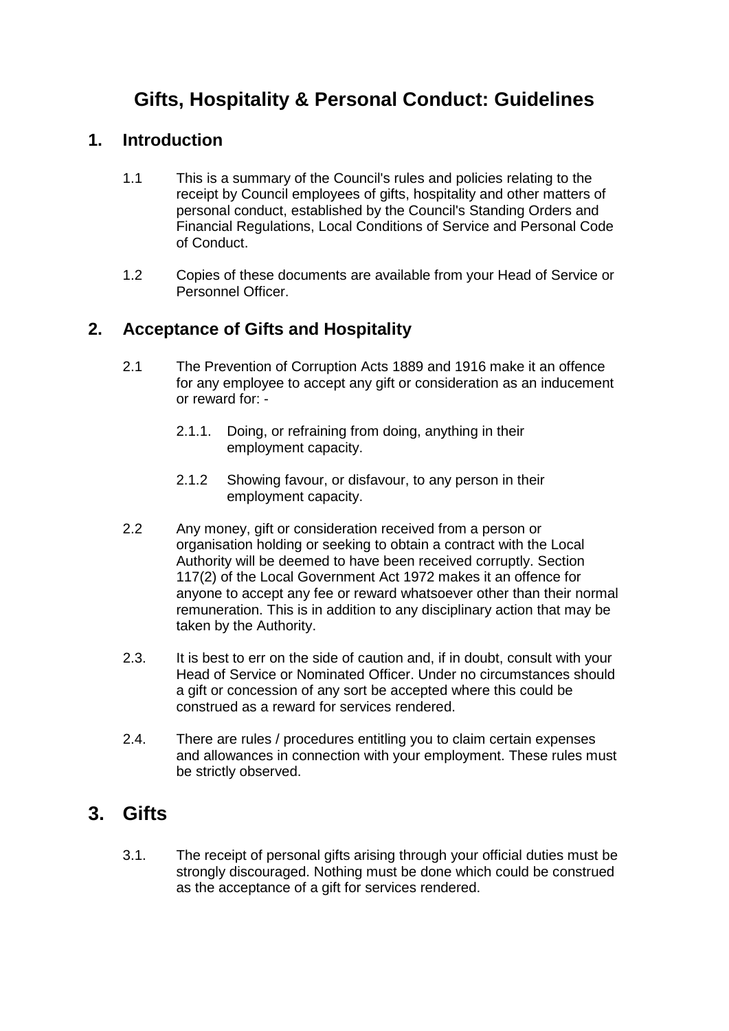# Gifts, Hospitality & Personal Conduct: Guidelines

## 1. Introduction

1.1 This is a summary of the Council's rules and policies relating to the receipt by Council employees of gifts, hospitality and other matters of personal conduct, established by the Council's Standing Orders and Financial Regulations, Local Conditions of Service and Personal Code of Conduct.

1.2 Copies of these documents are available from your Head of Service or Personnel Officer.

## 2. Acceptance of Gifts and Hospitality

2.1 The Prevention of Corruption Acts 1889 and 1916 make it an offence for any employee to accept any gift or consideration as an inducement or reward for: -

2.1.1. Doing, or refraining from doing, anything in their employment capacity.

2.1.2 Showing favour, or disfavour, to any person in their employment capacity.

2.2 Any money, gift or consideration received from a person or organisation holding or seeking to obtain a contract with the Local Authority will be deemed to have been received corruptly. Section 117(2) of the Local Government Act 1972 makes it an offence for anyone to accept any fee or reward whatsoever other than their normal remuneration. This is in addition to any disciplinary action that may be taken by the Authority.

2.3. It is best to err on the side of caution and, if in doubt, consult with your Head of Service or Nominated Officer. Under no circumstances should a gift or concession of any sort be accepted where this could be construed as a reward for services rendered.

2.4. There are rules / procedures entitling you to claim certain expenses and allowances in connection with your employment. These rules must be strictly observed.

# 3. Gifts

3.1. The receipt of personal gifts arising through your official duties must be strongly discouraged. Nothing must be done which could be construed as the acceptance of a gift for services rendered.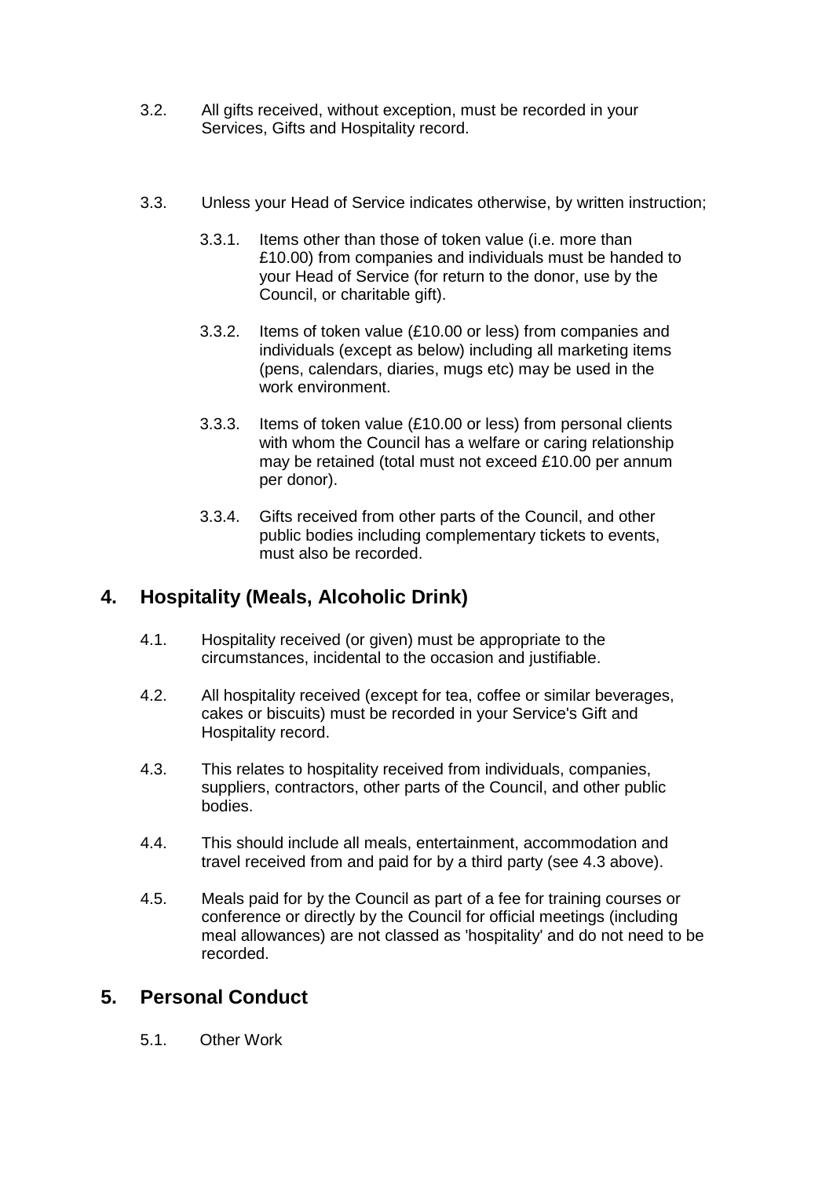3.2. All gifts received, without exception, must be recorded in your Services, Gifts and Hospitality record.

3.3. Unless your Head of Service indicates otherwise, by written instruction;

3.3.1. Items other than those of token value (i.e. more than £10.00) from companies and individuals must be handed to your Head of Service (for return to the donor, use by the Council, or charitable gift).

3.3.2. Items of token value (£10.00 or less) from companies and individuals (except as below) including all marketing items (pens, calendars, diaries, mugs etc) may be used in the work environment.

3.3.3. Items of token value (£10.00 or less) from personal clients with whom the Council has a welfare or caring relationship may be retained (total must not exceed £10.00 per annum per donor).

3.3.4. Gifts received from other parts of the Council, and other public bodies including complementary tickets to events, must also be recorded.

## 4. Hospitality (Meals, Alcoholic Drink)

4.1. Hospitality received (or given) must be appropriate to the circumstances, incidental to the occasion and justifiable.

4.2. All hospitality received (except for tea, coffee or similar beverages, cakes or biscuits) must be recorded in your Service's Gift and Hospitality record.

4.3. This relates to hospitality received from individuals, companies, suppliers, contractors, other parts of the Council, and other public bodies.

4.4. This should include all meals, entertainment, accommodation and travel received from and paid for by a third party (see 4.3 above).

4.5. Meals paid for by the Council as part of a fee for training courses or conference or directly by the Council for official meetings (including meal allowances) are not classed as 'hospitality' and do not need to be recorded.

## 5. Personal Conduct

5.1. Other Work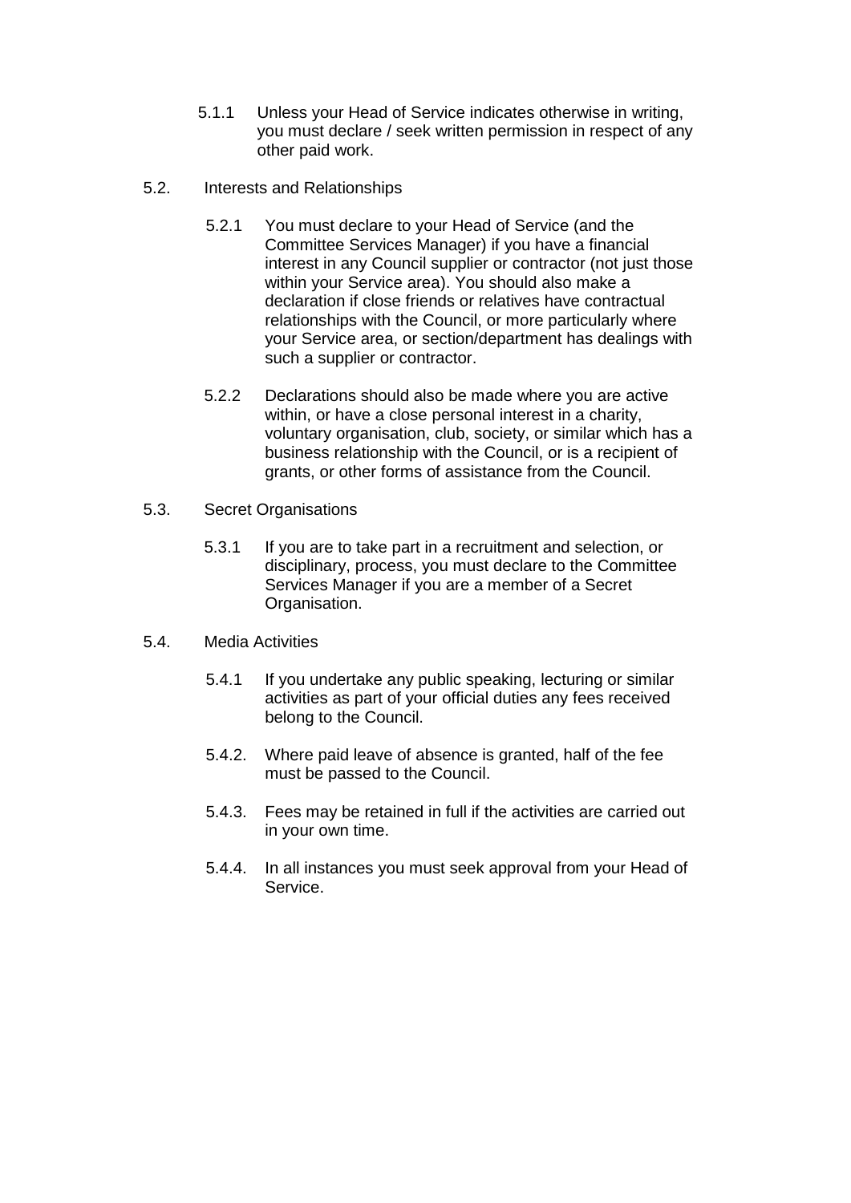5.1.1 Unless your Head of Service indicates otherwise in writing, you must declare / seek written permission in respect of any other paid work.

5.2. Interests and Relationships

5.2.1 You must declare to your Head of Service (and the Committee Services Manager) if you have a financial interest in any Council supplier or contractor (not just those within your Service area). You should also make a declaration if close friends or relatives have contractual relationships with the Council, or more particularly where your Service area, or section/department has dealings with such a supplier or contractor.

5.2.2 Declarations should also be made where you are active within, or have a close personal interest in a charity, voluntary organisation, club, society, or similar which has a business relationship with the Council, or is a recipient of grants, or other forms of assistance from the Council.

5.3. Secret Organisations

5.3.1 If you are to take part in a recruitment and selection, or disciplinary, process, you must declare to the Committee Services Manager if you are a member of a Secret Organisation.

5.4. Media Activities

5.4.1 If you undertake any public speaking, lecturing or similar activities as part of your official duties any fees received belong to the Council.

5.4.2. Where paid leave of absence is granted, half of the fee must be passed to the Council.

5.4.3. Fees may be retained in full if the activities are carried out in your own time.

5.4.4. In all instances you must seek approval from your Head of Service.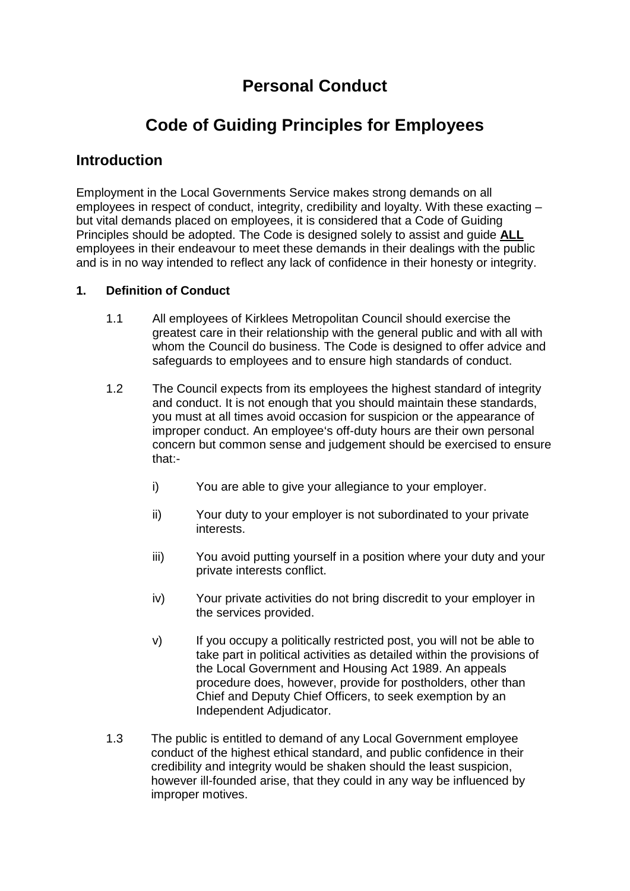# Personal Conduct

# Code of Guiding Principles for Employees

## Introduction

Employment in the Local Governments Service makes strong demands on all employees in respect of conduct, integrity, credibility and loyalty. With these exacting – but vital demands placed on employees, it is considered that a Code of Guiding Principles should be adopted. The Code is designed solely to assist and guide **ALL** employees in their endeavour to meet these demands in their dealings with the public and is in no way intended to reflect any lack of confidence in their honesty or integrity.

**1. Definition of Conduct**

1.1 All employees of Kirklees Metropolitan Council should exercise the greatest care in their relationship with the general public and with all with whom the Council do business. The Code is designed to offer advice and safeguards to employees and to ensure high standards of conduct.

1.2 The Council expects from its employees the highest standard of integrity and conduct. It is not enough that you should maintain these standards, you must at all times avoid occasion for suspicion or the appearance of improper conduct. An employee's off-duty hours are their own personal concern but common sense and judgement should be exercised to ensure that:-

i) You are able to give your allegiance to your employer.

ii) Your duty to your employer is not subordinated to your private interests.

iii) You avoid putting yourself in a position where your duty and your private interests conflict.

iv) Your private activities do not bring discredit to your employer in the services provided.

v) If you occupy a politically restricted post, you will not be able to take part in political activities as detailed within the provisions of the Local Government and Housing Act 1989. An appeals procedure does, however, provide for postholders, other than Chief and Deputy Chief Officers, to seek exemption by an Independent Adjudicator.

1.3 The public is entitled to demand of any Local Government employee conduct of the highest ethical standard, and public confidence in their credibility and integrity would be shaken should the least suspicion, however ill-founded arise, that they could in any way be influenced by improper motives.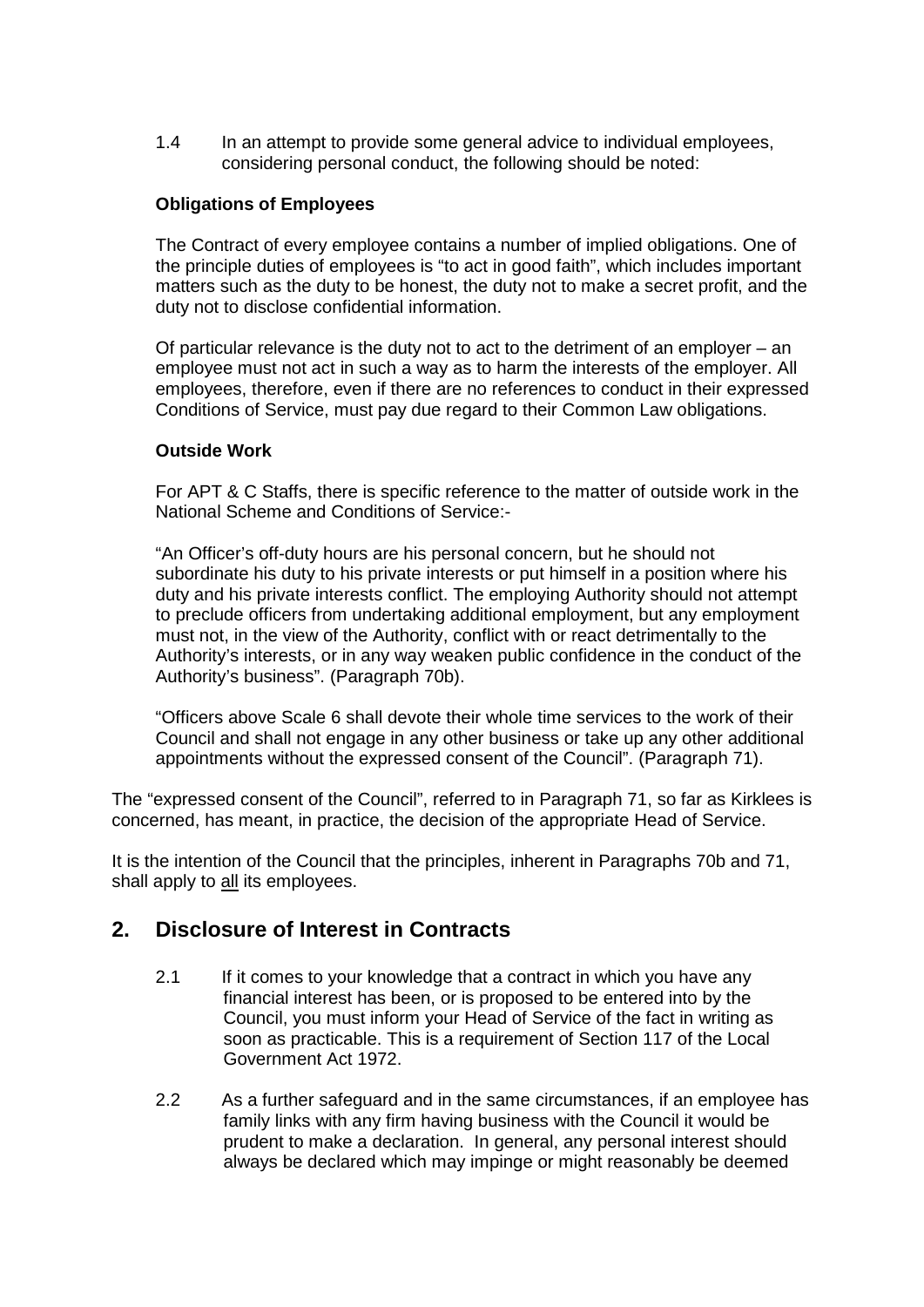1.4 In an attempt to provide some general advice to individual employees, considering personal conduct, the following should be noted:

**Obligations of Employees**

The Contract of every employee contains a number of implied obligations. One of the principle duties of employees is "to act in good faith", which includes important matters such as the duty to be honest, the duty not to make a secret profit, and the duty not to disclose confidential information.

Of particular relevance is the duty not to act to the detriment of an employer – an employee must not act in such a way as to harm the interests of the employer. All employees, therefore, even if there are no references to conduct in their expressed Conditions of Service, must pay due regard to their Common Law obligations.

**Outside Work**

For APT & C Staffs, there is specific reference to the matter of outside work in the National Scheme and Conditions of Service:-

"An Officer's off-duty hours are his personal concern, but he should not subordinate his duty to his private interests or put himself in a position where his duty and his private interests conflict. The employing Authority should not attempt to preclude officers from undertaking additional employment, but any employment must not, in the view of the Authority, conflict with or react detrimentally to the Authority's interests, or in any way weaken public confidence in the conduct of the Authority's business". (Paragraph 70b).

"Officers above Scale 6 shall devote their whole time services to the work of their Council and shall not engage in any other business or take up any other additional appointments without the expressed consent of the Council". (Paragraph 71).

The "expressed consent of the Council", referred to in Paragraph 71, so far as Kirklees is concerned, has meant, in practice, the decision of the appropriate Head of Service.

It is the intention of the Council that the principles, inherent in Paragraphs 70b and 71, shall apply to <u>all</u> its employees.

## 2. Disclosure of Interest in Contracts

2.1 If it comes to your knowledge that a contract in which you have any financial interest has been, or is proposed to be entered into by the Council, you must inform your Head of Service of the fact in writing as soon as practicable. This is a requirement of Section 117 of the Local Government Act 1972.

2.2 As a further safeguard and in the same circumstances, if an employee has family links with any firm having business with the Council it would be prudent to make a declaration. In general, any personal interest should always be declared which may impinge or might reasonably be deemed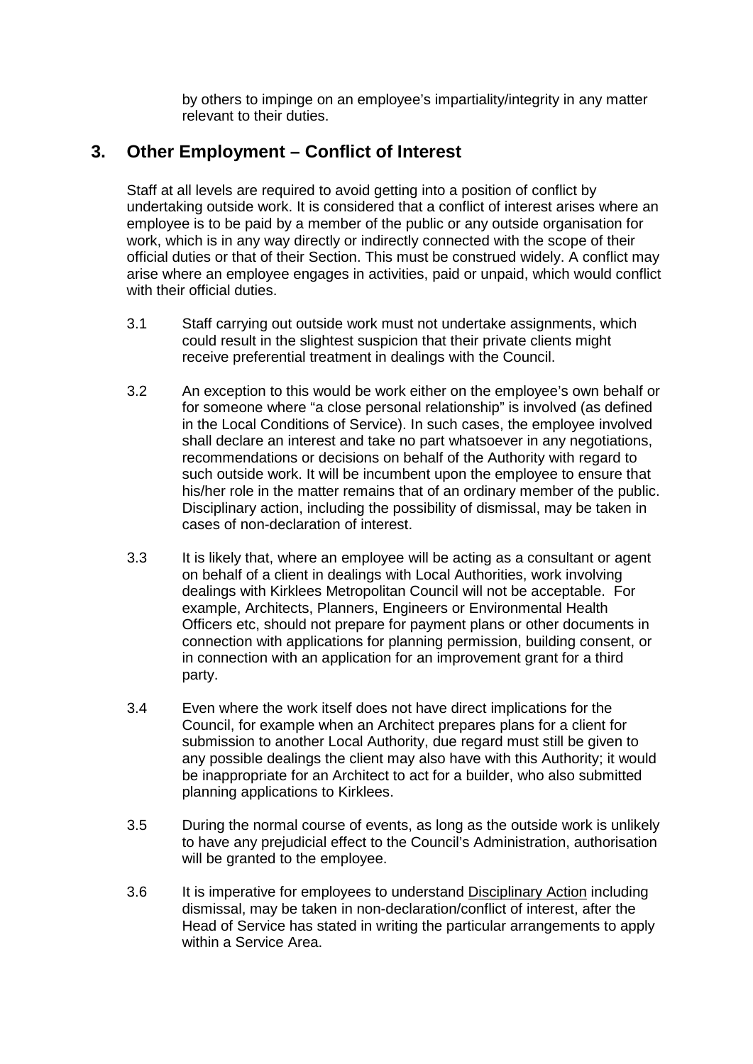by others to impinge on an employee's impartiality/integrity in any matter relevant to their duties.

## 3. Other Employment – Conflict of Interest

Staff at all levels are required to avoid getting into a position of conflict by undertaking outside work. It is considered that a conflict of interest arises where an employee is to be paid by a member of the public or any outside organisation for work, which is in any way directly or indirectly connected with the scope of their official duties or that of their Section. This must be construed widely. A conflict may arise where an employee engages in activities, paid or unpaid, which would conflict with their official duties.

3.1 Staff carrying out outside work must not undertake assignments, which could result in the slightest suspicion that their private clients might receive preferential treatment in dealings with the Council.

3.2 An exception to this would be work either on the employee's own behalf or for someone where "a close personal relationship" is involved (as defined in the Local Conditions of Service). In such cases, the employee involved shall declare an interest and take no part whatsoever in any negotiations, recommendations or decisions on behalf of the Authority with regard to such outside work. It will be incumbent upon the employee to ensure that his/her role in the matter remains that of an ordinary member of the public. Disciplinary action, including the possibility of dismissal, may be taken in cases of non-declaration of interest.

3.3 It is likely that, where an employee will be acting as a consultant or agent on behalf of a client in dealings with Local Authorities, work involving dealings with Kirklees Metropolitan Council will not be acceptable. For example, Architects, Planners, Engineers or Environmental Health Officers etc, should not prepare for payment plans or other documents in connection with applications for planning permission, building consent, or in connection with an application for an improvement grant for a third party.

3.4 Even where the work itself does not have direct implications for the Council, for example when an Architect prepares plans for a client for submission to another Local Authority, due regard must still be given to any possible dealings the client may also have with this Authority; it would be inappropriate for an Architect to act for a builder, who also submitted planning applications to Kirklees.

3.5 During the normal course of events, as long as the outside work is unlikely to have any prejudicial effect to the Council's Administration, authorisation will be granted to the employee.

3.6 It is imperative for employees to understand Disciplinary Action including dismissal, may be taken in non-declaration/conflict of interest, after the Head of Service has stated in writing the particular arrangements to apply within a Service Area.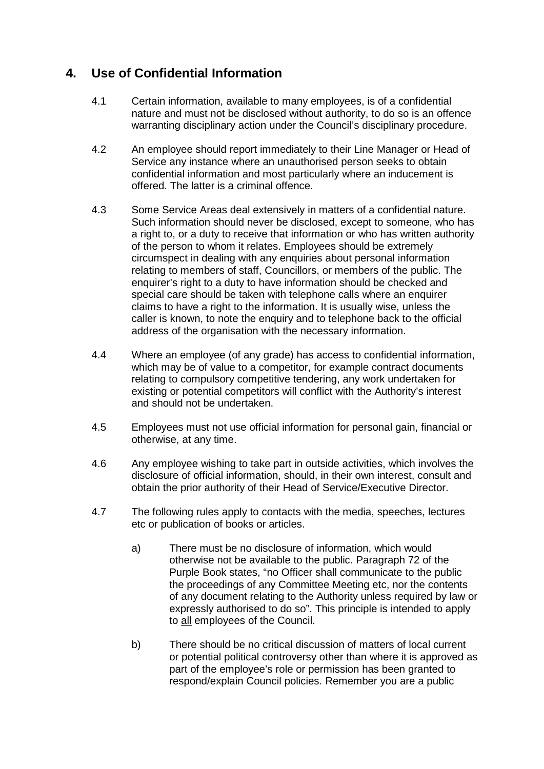## 4. Use of Confidential Information

4.1 Certain information, available to many employees, is of a confidential nature and must not be disclosed without authority, to do so is an offence warranting disciplinary action under the Council's disciplinary procedure.

4.2 An employee should report immediately to their Line Manager or Head of Service any instance where an unauthorised person seeks to obtain confidential information and most particularly where an inducement is offered. The latter is a criminal offence.

4.3 Some Service Areas deal extensively in matters of a confidential nature. Such information should never be disclosed, except to someone, who has a right to, or a duty to receive that information or who has written authority of the person to whom it relates. Employees should be extremely circumspect in dealing with any enquiries about personal information relating to members of staff, Councillors, or members of the public. The enquirer's right to a duty to have information should be checked and special care should be taken with telephone calls where an enquirer claims to have a right to the information. It is usually wise, unless the caller is known, to note the enquiry and to telephone back to the official address of the organisation with the necessary information.

4.4 Where an employee (of any grade) has access to confidential information, which may be of value to a competitor, for example contract documents relating to compulsory competitive tendering, any work undertaken for existing or potential competitors will conflict with the Authority's interest and should not be undertaken.

4.5 Employees must not use official information for personal gain, financial or otherwise, at any time.

4.6 Any employee wishing to take part in outside activities, which involves the disclosure of official information, should, in their own interest, consult and obtain the prior authority of their Head of Service/Executive Director.

4.7 The following rules apply to contacts with the media, speeches, lectures etc or publication of books or articles.

a) There must be no disclosure of information, which would otherwise not be available to the public. Paragraph 72 of the Purple Book states, "no Officer shall communicate to the public the proceedings of any Committee Meeting etc, nor the contents of any document relating to the Authority unless required by law or expressly authorised to do so". This principle is intended to apply to <u>all</u> employees of the Council.

b) There should be no critical discussion of matters of local current or potential political controversy other than where it is approved as part of the employee's role or permission has been granted to respond/explain Council policies. Remember you are a public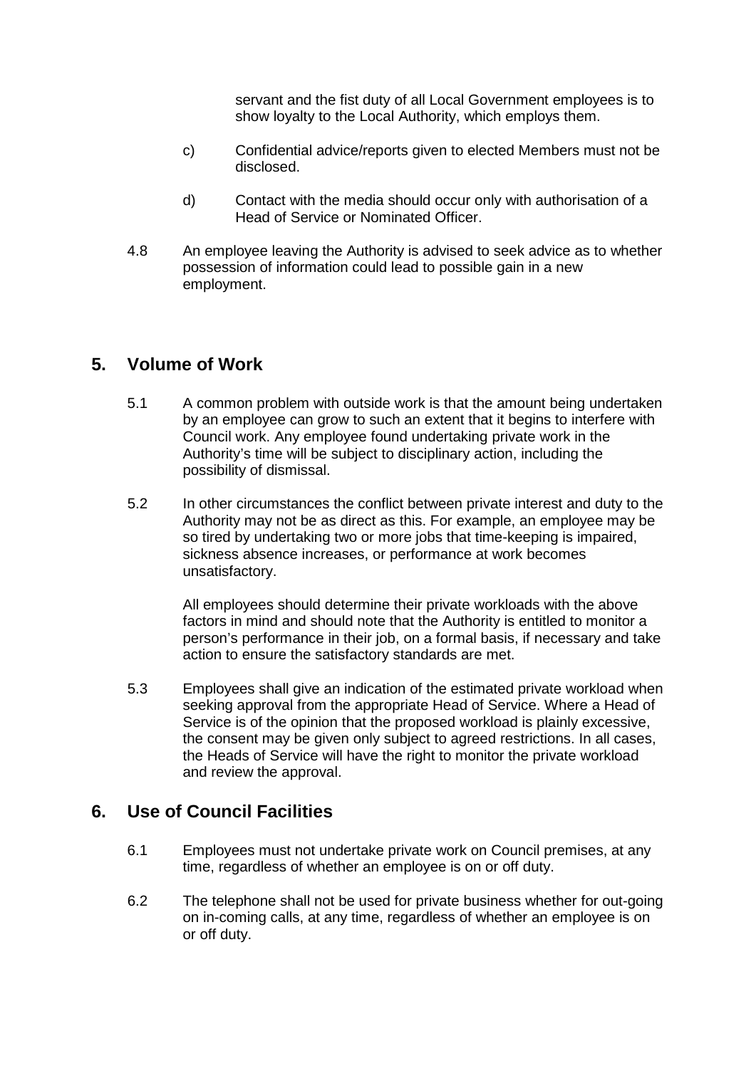servant and the fist duty of all Local Government employees is to show loyalty to the Local Authority, which employs them.

c) Confidential advice/reports given to elected Members must not be disclosed.

d) Contact with the media should occur only with authorisation of a Head of Service or Nominated Officer.

4.8 An employee leaving the Authority is advised to seek advice as to whether possession of information could lead to possible gain in a new employment.

## 5. Volume of Work

5.1 A common problem with outside work is that the amount being undertaken by an employee can grow to such an extent that it begins to interfere with Council work. Any employee found undertaking private work in the Authority's time will be subject to disciplinary action, including the possibility of dismissal.

5.2 In other circumstances the conflict between private interest and duty to the Authority may not be as direct as this. For example, an employee may be so tired by undertaking two or more jobs that time-keeping is impaired, sickness absence increases, or performance at work becomes unsatisfactory.

All employees should determine their private workloads with the above factors in mind and should note that the Authority is entitled to monitor a person's performance in their job, on a formal basis, if necessary and take action to ensure the satisfactory standards are met.

5.3 Employees shall give an indication of the estimated private workload when seeking approval from the appropriate Head of Service. Where a Head of Service is of the opinion that the proposed workload is plainly excessive, the consent may be given only subject to agreed restrictions. In all cases, the Heads of Service will have the right to monitor the private workload and review the approval.

## 6. Use of Council Facilities

6.1 Employees must not undertake private work on Council premises, at any time, regardless of whether an employee is on or off duty.

6.2 The telephone shall not be used for private business whether for out-going on in-coming calls, at any time, regardless of whether an employee is on or off duty.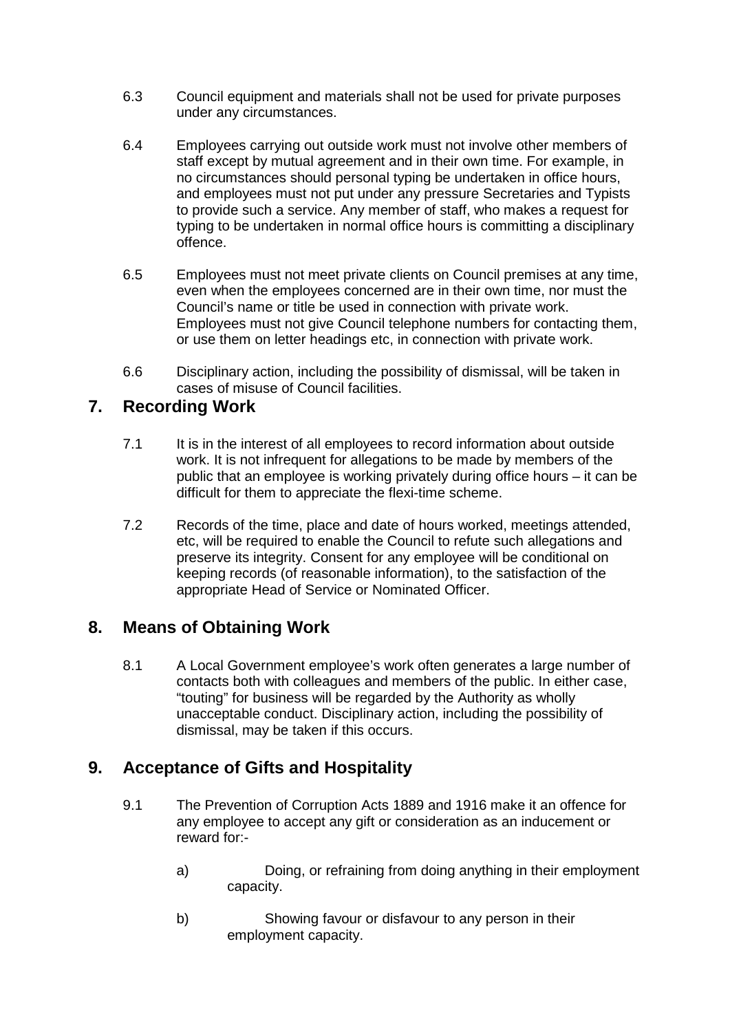6.3 Council equipment and materials shall not be used for private purposes under any circumstances.

6.4 Employees carrying out outside work must not involve other members of staff except by mutual agreement and in their own time. For example, in no circumstances should personal typing be undertaken in office hours, and employees must not put under any pressure Secretaries and Typists to provide such a service. Any member of staff, who makes a request for typing to be undertaken in normal office hours is committing a disciplinary offence.

6.5 Employees must not meet private clients on Council premises at any time, even when the employees concerned are in their own time, nor must the Council's name or title be used in connection with private work. Employees must not give Council telephone numbers for contacting them, or use them on letter headings etc, in connection with private work.

6.6 Disciplinary action, including the possibility of dismissal, will be taken in cases of misuse of Council facilities.

## 7. Recording Work

7.1 It is in the interest of all employees to record information about outside work. It is not infrequent for allegations to be made by members of the public that an employee is working privately during office hours – it can be difficult for them to appreciate the flexi-time scheme.

7.2 Records of the time, place and date of hours worked, meetings attended, etc, will be required to enable the Council to refute such allegations and preserve its integrity. Consent for any employee will be conditional on keeping records (of reasonable information), to the satisfaction of the appropriate Head of Service or Nominated Officer.

## 8. Means of Obtaining Work

8.1 A Local Government employee's work often generates a large number of contacts both with colleagues and members of the public. In either case, "touting" for business will be regarded by the Authority as wholly unacceptable conduct. Disciplinary action, including the possibility of dismissal, may be taken if this occurs.

## 9. Acceptance of Gifts and Hospitality

9.1 The Prevention of Corruption Acts 1889 and 1916 make it an offence for any employee to accept any gift or consideration as an inducement or reward for:-

a) Doing, or refraining from doing anything in their employment capacity.

b) Showing favour or disfavour to any person in their employment capacity.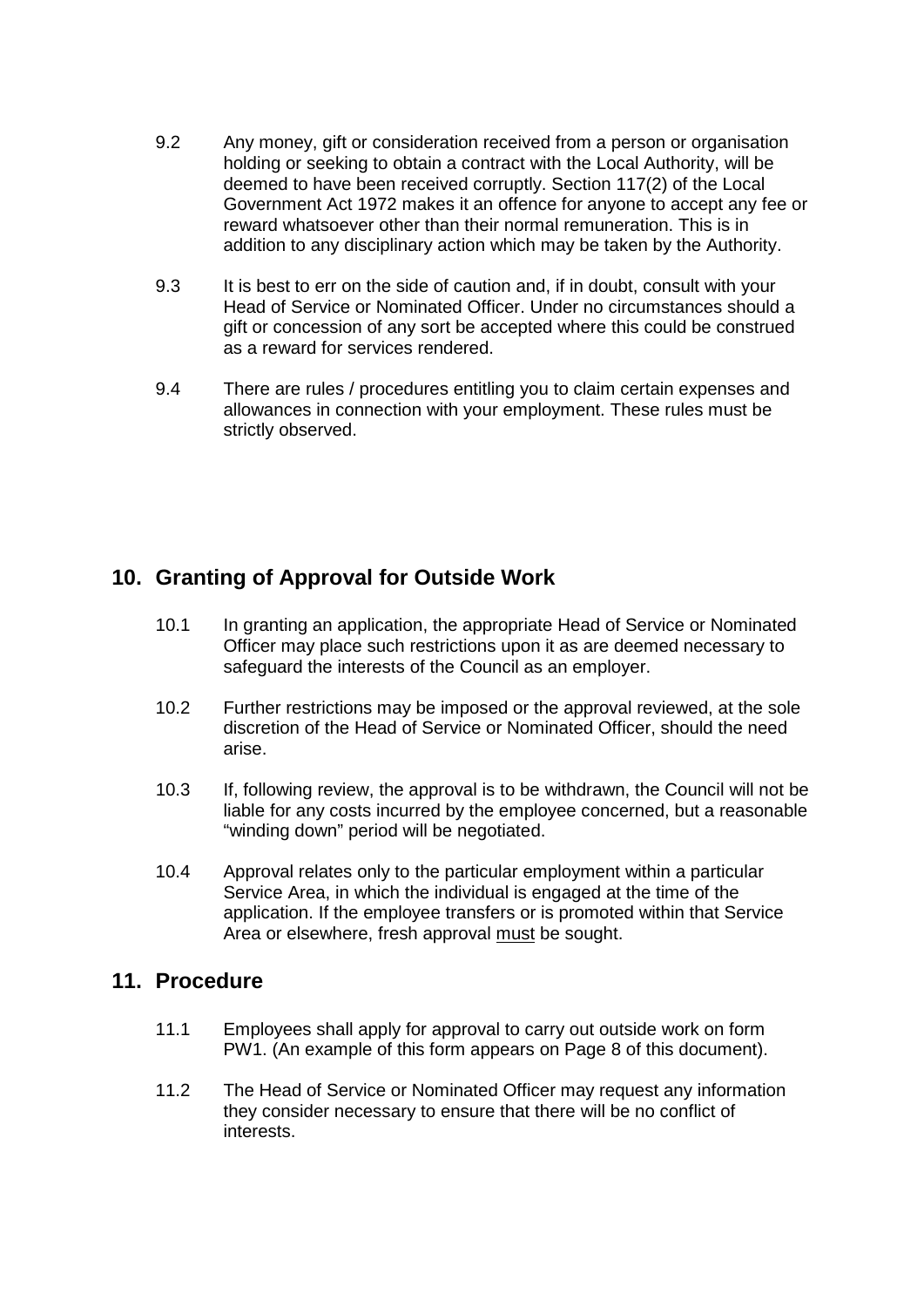9.2 Any money, gift or consideration received from a person or organisation holding or seeking to obtain a contract with the Local Authority, will be deemed to have been received corruptly. Section 117(2) of the Local Government Act 1972 makes it an offence for anyone to accept any fee or reward whatsoever other than their normal remuneration. This is in addition to any disciplinary action which may be taken by the Authority.

9.3 It is best to err on the side of caution and, if in doubt, consult with your Head of Service or Nominated Officer. Under no circumstances should a gift or concession of any sort be accepted where this could be construed as a reward for services rendered.

9.4 There are rules / procedures entitling you to claim certain expenses and allowances in connection with your employment. These rules must be strictly observed.

## 10. Granting of Approval for Outside Work

10.1 In granting an application, the appropriate Head of Service or Nominated Officer may place such restrictions upon it as are deemed necessary to safeguard the interests of the Council as an employer.

10.2 Further restrictions may be imposed or the approval reviewed, at the sole discretion of the Head of Service or Nominated Officer, should the need arise.

10.3 If, following review, the approval is to be withdrawn, the Council will not be liable for any costs incurred by the employee concerned, but a reasonable "winding down" period will be negotiated.

10.4 Approval relates only to the particular employment within a particular Service Area, in which the individual is engaged at the time of the application. If the employee transfers or is promoted within that Service Area or elsewhere, fresh approval <u>must</u> be sought.

## 11. Procedure

11.1 Employees shall apply for approval to carry out outside work on form PW1. (An example of this form appears on Page 8 of this document).

11.2 The Head of Service or Nominated Officer may request any information they consider necessary to ensure that there will be no conflict of interests.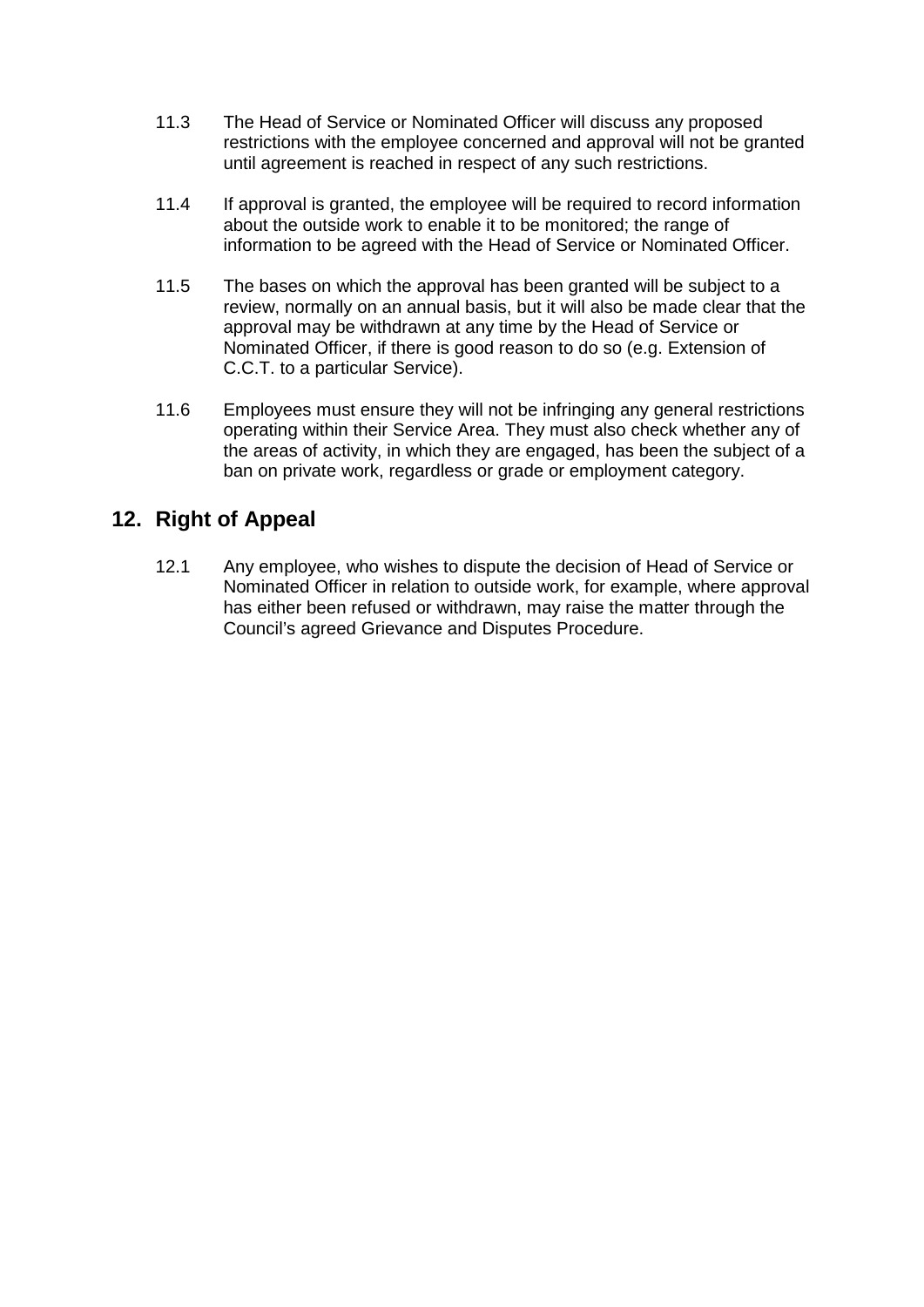11.3 The Head of Service or Nominated Officer will discuss any proposed restrictions with the employee concerned and approval will not be granted until agreement is reached in respect of any such restrictions.

11.4 If approval is granted, the employee will be required to record information about the outside work to enable it to be monitored; the range of information to be agreed with the Head of Service or Nominated Officer.

11.5 The bases on which the approval has been granted will be subject to a review, normally on an annual basis, but it will also be made clear that the approval may be withdrawn at any time by the Head of Service or Nominated Officer, if there is good reason to do so (e.g. Extension of C.C.T. to a particular Service).

11.6 Employees must ensure they will not be infringing any general restrictions operating within their Service Area. They must also check whether any of the areas of activity, in which they are engaged, has been the subject of a ban on private work, regardless or grade or employment category.

## 12. Right of Appeal

12.1 Any employee, who wishes to dispute the decision of Head of Service or Nominated Officer in relation to outside work, for example, where approval has either been refused or withdrawn, may raise the matter through the Council's agreed Grievance and Disputes Procedure.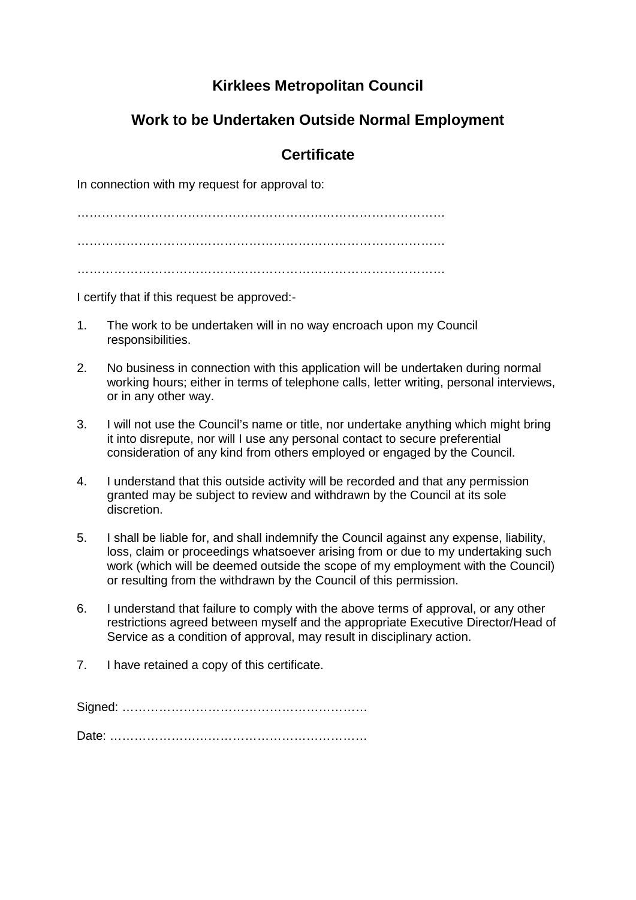# Kirklees Metropolitan Council

## Work to be Undertaken Outside Normal Employment

## Certificate

In connection with my request for approval to:

………………………………………………………………………………

………………………………………………………………………………

………………………………………………………………………………

I certify that if this request be approved:-

1. The work to be undertaken will in no way encroach upon my Council responsibilities.

2. No business in connection with this application will be undertaken during normal working hours; either in terms of telephone calls, letter writing, personal interviews, or in any other way.

3. I will not use the Council's name or title, nor undertake anything which might bring it into disrepute, nor will I use any personal contact to secure preferential consideration of any kind from others employed or engaged by the Council.

4. I understand that this outside activity will be recorded and that any permission granted may be subject to review and withdrawn by the Council at its sole discretion.

5. I shall be liable for, and shall indemnify the Council against any expense, liability, loss, claim or proceedings whatsoever arising from or due to my undertaking such work (which will be deemed outside the scope of my employment with the Council) or resulting from the withdrawn by the Council of this permission.

6. I understand that failure to comply with the above terms of approval, or any other restrictions agreed between myself and the appropriate Executive Director/Head of Service as a condition of approval, may result in disciplinary action.

7. I have retained a copy of this certificate.

Signed: ……………………………………………………

Date: ………………………………………………………